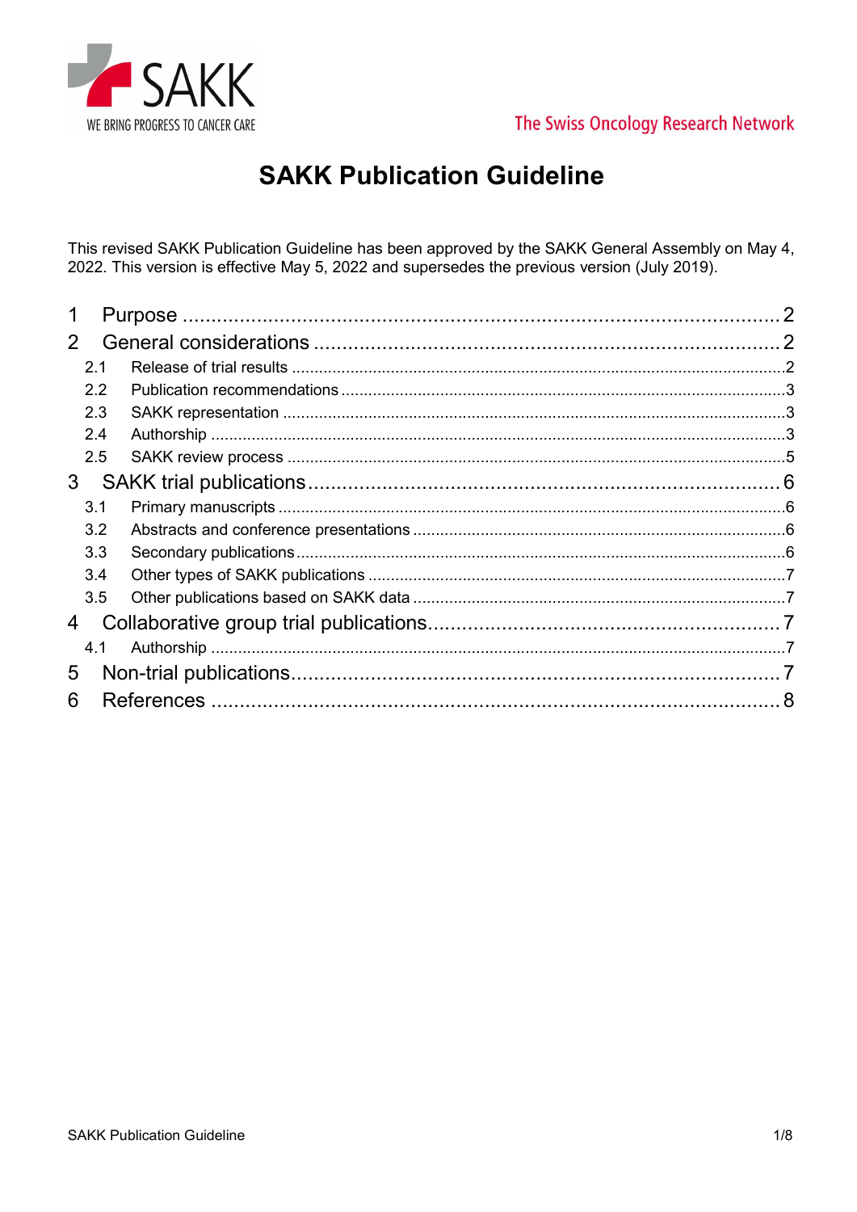SAKK

WE BRING PROGRESS TO CANCER CARE

The Swiss Oncology Research Network

# SAKK Publication Guideline

This revised SAKK Publication Guideline has been approved by the SAKK General Assembly on May 4, 2022. This version is effective May 5, 2022 and supersedes the previous version (July 2019).

1 Purpose ..... 2
2 General considerations ..... 2
  2.1 Release of trial results ..... 2
  2.2 Publication recommendations ..... 3
  2.3 SAKK representation ..... 3
  2.4 Authorship ..... 3
  2.5 SAKK review process ..... 5
3 SAKK trial publications ..... 6
  3.1 Primary manuscripts ..... 6
  3.2 Abstracts and conference presentations ..... 6
  3.3 Secondary publications ..... 6
  3.4 Other types of SAKK publications ..... 7
  3.5 Other publications based on SAKK data ..... 7
4 Collaborative group trial publications ..... 7
  4.1 Authorship ..... 7
5 Non-trial publications ..... 7
6 References ..... 8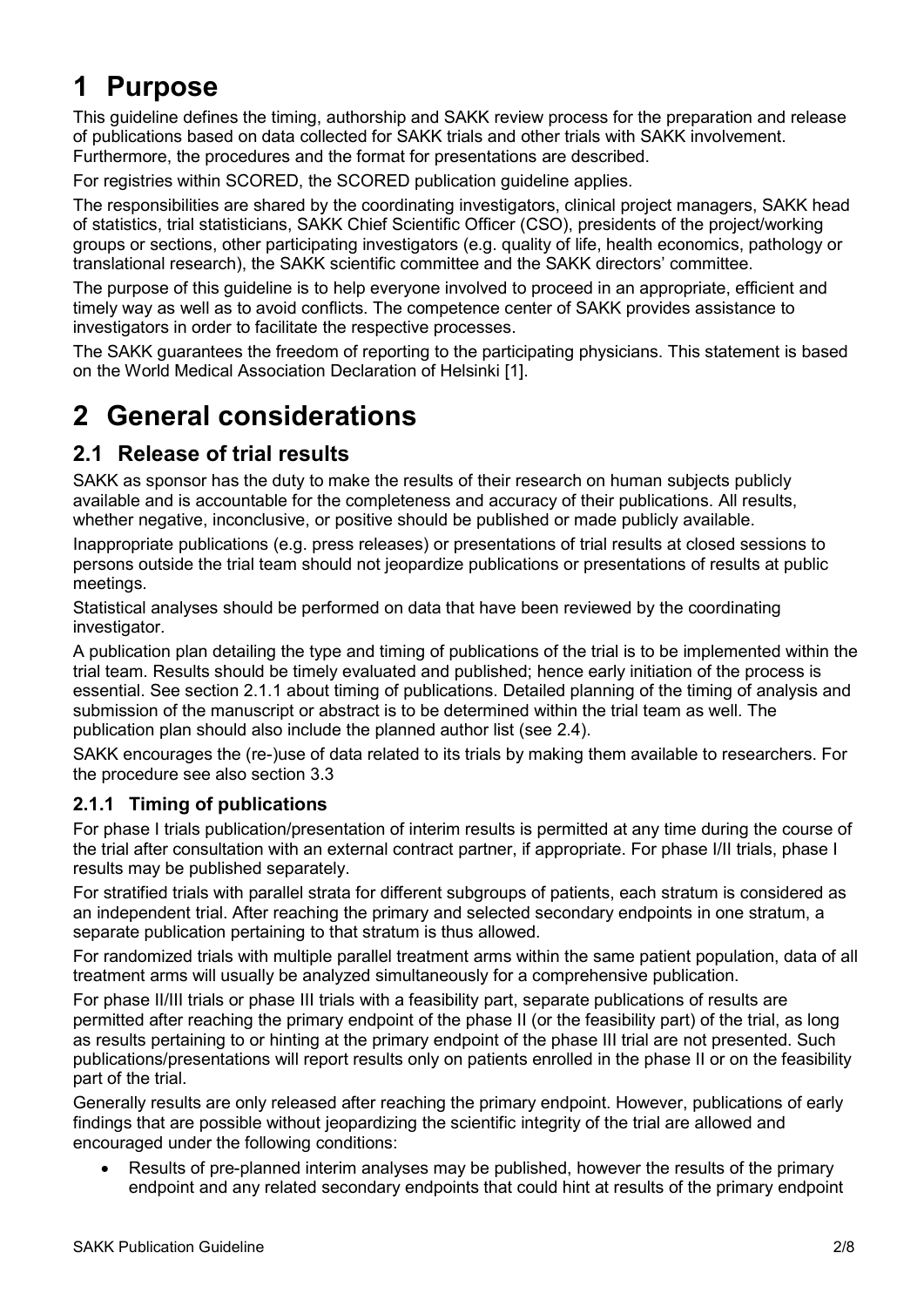# 1 Purpose

This guideline defines the timing, authorship and SAKK review process for the preparation and release of publications based on data collected for SAKK trials and other trials with SAKK involvement. Furthermore, the procedures and the format for presentations are described.

For registries within SCORED, the SCORED publication guideline applies.

The responsibilities are shared by the coordinating investigators, clinical project managers, SAKK head of statistics, trial statisticians, SAKK Chief Scientific Officer (CSO), presidents of the project/working groups or sections, other participating investigators (e.g. quality of life, health economics, pathology or translational research), the SAKK scientific committee and the SAKK directors' committee.

The purpose of this guideline is to help everyone involved to proceed in an appropriate, efficient and timely way as well as to avoid conflicts. The competence center of SAKK provides assistance to investigators in order to facilitate the respective processes.

The SAKK guarantees the freedom of reporting to the participating physicians. This statement is based on the World Medical Association Declaration of Helsinki [1].

# 2 General considerations

## 2.1 Release of trial results

SAKK as sponsor has the duty to make the results of their research on human subjects publicly available and is accountable for the completeness and accuracy of their publications. All results, whether negative, inconclusive, or positive should be published or made publicly available.

Inappropriate publications (e.g. press releases) or presentations of trial results at closed sessions to persons outside the trial team should not jeopardize publications or presentations of results at public meetings.

Statistical analyses should be performed on data that have been reviewed by the coordinating investigator.

A publication plan detailing the type and timing of publications of the trial is to be implemented within the trial team. Results should be timely evaluated and published; hence early initiation of the process is essential. See section 2.1.1 about timing of publications. Detailed planning of the timing of analysis and submission of the manuscript or abstract is to be determined within the trial team as well. The publication plan should also include the planned author list (see 2.4).

SAKK encourages the (re-)use of data related to its trials by making them available to researchers. For the procedure see also section 3.3

### 2.1.1 Timing of publications

For phase I trials publication/presentation of interim results is permitted at any time during the course of the trial after consultation with an external contract partner, if appropriate. For phase I/II trials, phase I results may be published separately.

For stratified trials with parallel strata for different subgroups of patients, each stratum is considered as an independent trial. After reaching the primary and selected secondary endpoints in one stratum, a separate publication pertaining to that stratum is thus allowed.

For randomized trials with multiple parallel treatment arms within the same patient population, data of all treatment arms will usually be analyzed simultaneously for a comprehensive publication.

For phase II/III trials or phase III trials with a feasibility part, separate publications of results are permitted after reaching the primary endpoint of the phase II (or the feasibility part) of the trial, as long as results pertaining to or hinting at the primary endpoint of the phase III trial are not presented. Such publications/presentations will report results only on patients enrolled in the phase II or on the feasibility part of the trial.

Generally results are only released after reaching the primary endpoint. However, publications of early findings that are possible without jeopardizing the scientific integrity of the trial are allowed and encouraged under the following conditions:

- Results of pre-planned interim analyses may be published, however the results of the primary endpoint and any related secondary endpoints that could hint at results of the primary endpoint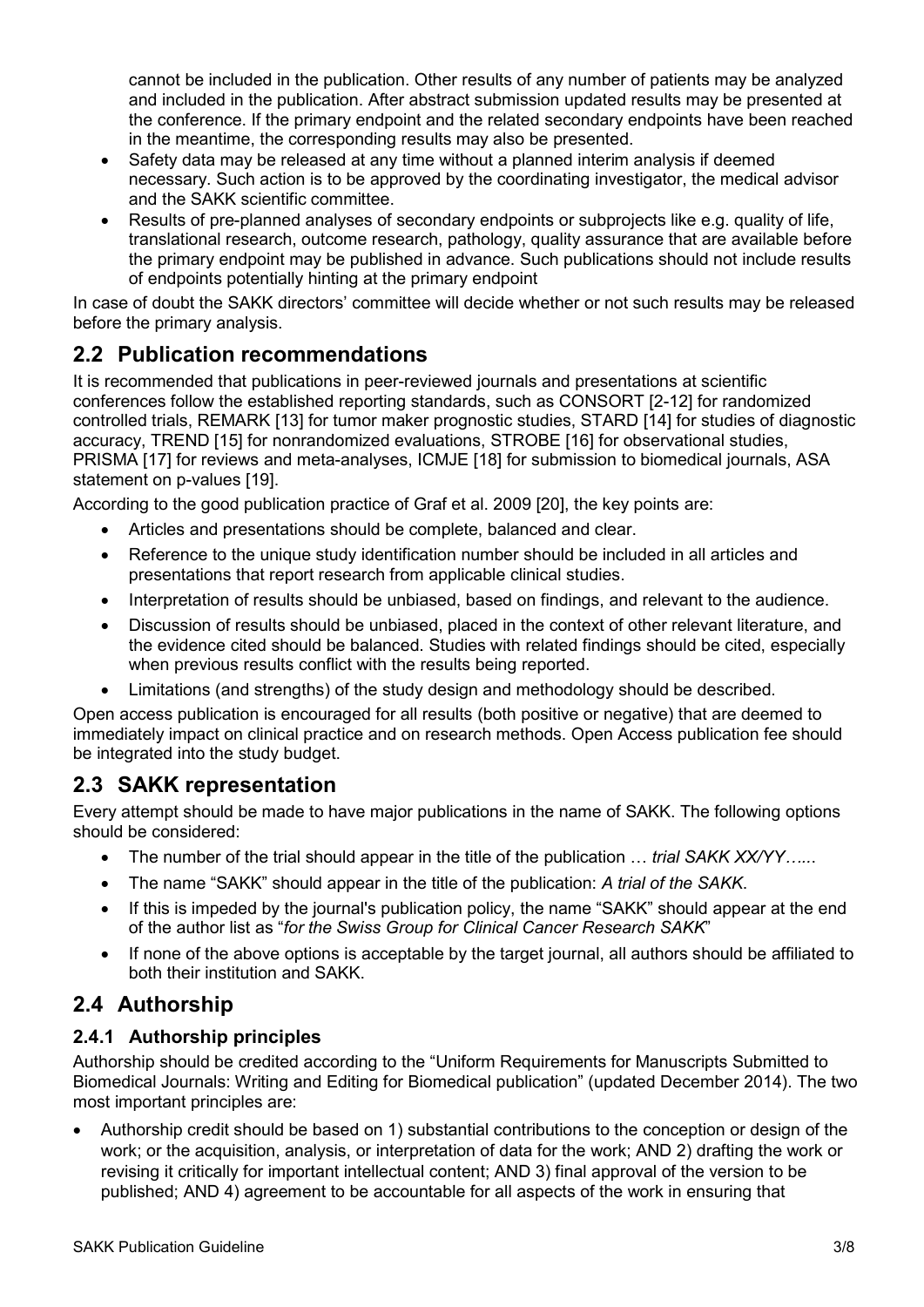cannot be included in the publication. Other results of any number of patients may be analyzed and included in the publication. After abstract submission updated results may be presented at the conference. If the primary endpoint and the related secondary endpoints have been reached in the meantime, the corresponding results may also be presented.

- Safety data may be released at any time without a planned interim analysis if deemed necessary. Such action is to be approved by the coordinating investigator, the medical advisor and the SAKK scientific committee.
- Results of pre-planned analyses of secondary endpoints or subprojects like e.g. quality of life, translational research, outcome research, pathology, quality assurance that are available before the primary endpoint may be published in advance. Such publications should not include results of endpoints potentially hinting at the primary endpoint

In case of doubt the SAKK directors' committee will decide whether or not such results may be released before the primary analysis.

## 2.2 Publication recommendations

It is recommended that publications in peer-reviewed journals and presentations at scientific conferences follow the established reporting standards, such as CONSORT [2-12] for randomized controlled trials, REMARK [13] for tumor maker prognostic studies, STARD [14] for studies of diagnostic accuracy, TREND [15] for nonrandomized evaluations, STROBE [16] for observational studies, PRISMA [17] for reviews and meta-analyses, ICMJE [18] for submission to biomedical journals, ASA statement on p-values [19].

According to the good publication practice of Graf et al. 2009 [20], the key points are:

- Articles and presentations should be complete, balanced and clear.
- Reference to the unique study identification number should be included in all articles and presentations that report research from applicable clinical studies.
- Interpretation of results should be unbiased, based on findings, and relevant to the audience.
- Discussion of results should be unbiased, placed in the context of other relevant literature, and the evidence cited should be balanced. Studies with related findings should be cited, especially when previous results conflict with the results being reported.
- Limitations (and strengths) of the study design and methodology should be described.

Open access publication is encouraged for all results (both positive or negative) that are deemed to immediately impact on clinical practice and on research methods. Open Access publication fee should be integrated into the study budget.

## 2.3 SAKK representation

Every attempt should be made to have major publications in the name of SAKK. The following options should be considered:

- The number of the trial should appear in the title of the publication … *trial SAKK XX/YY…..*
- The name "SAKK" should appear in the title of the publication: *A trial of the SAKK*.
- If this is impeded by the journal's publication policy, the name "SAKK" should appear at the end of the author list as "*for the Swiss Group for Clinical Cancer Research SAKK*"
- If none of the above options is acceptable by the target journal, all authors should be affiliated to both their institution and SAKK.

## 2.4 Authorship

### 2.4.1 Authorship principles

Authorship should be credited according to the "Uniform Requirements for Manuscripts Submitted to Biomedical Journals: Writing and Editing for Biomedical publication" (updated December 2014). The two most important principles are:

- Authorship credit should be based on 1) substantial contributions to the conception or design of the work; or the acquisition, analysis, or interpretation of data for the work; AND 2) drafting the work or revising it critically for important intellectual content; AND 3) final approval of the version to be published; AND 4) agreement to be accountable for all aspects of the work in ensuring that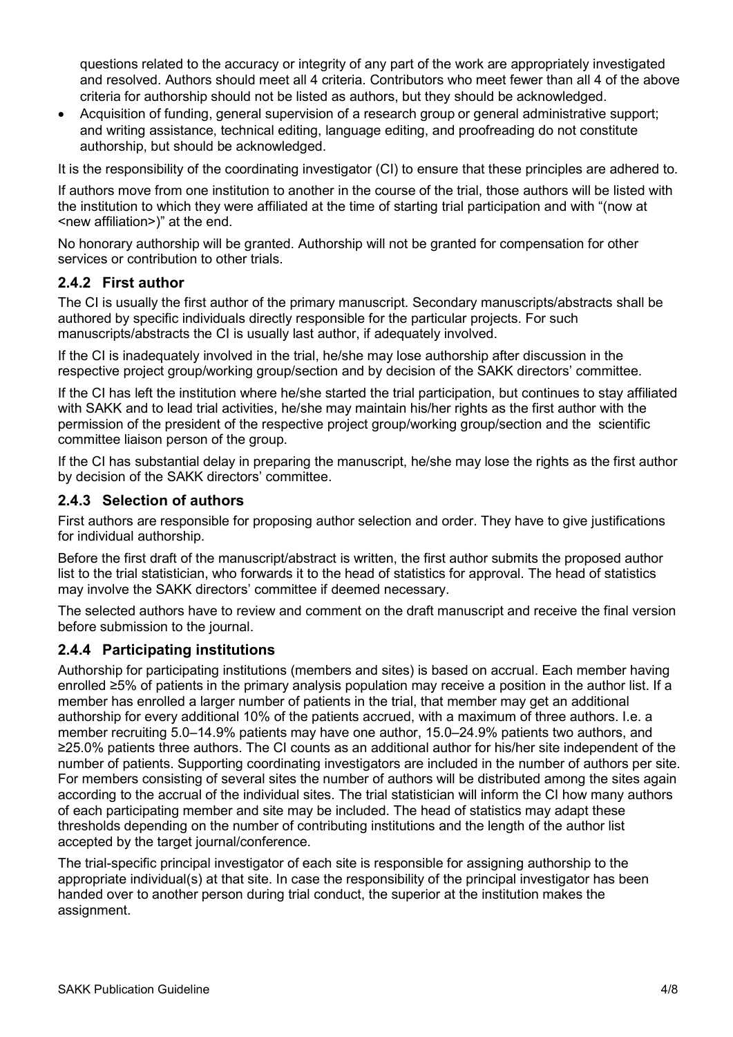questions related to the accuracy or integrity of any part of the work are appropriately investigated and resolved. Authors should meet all 4 criteria. Contributors who meet fewer than all 4 of the above criteria for authorship should not be listed as authors, but they should be acknowledged.

- Acquisition of funding, general supervision of a research group or general administrative support; and writing assistance, technical editing, language editing, and proofreading do not constitute authorship, but should be acknowledged.

It is the responsibility of the coordinating investigator (CI) to ensure that these principles are adhered to.

If authors move from one institution to another in the course of the trial, those authors will be listed with the institution to which they were affiliated at the time of starting trial participation and with "(now at <new affiliation>)" at the end.

No honorary authorship will be granted. Authorship will not be granted for compensation for other services or contribution to other trials.

### 2.4.2 First author

The CI is usually the first author of the primary manuscript. Secondary manuscripts/abstracts shall be authored by specific individuals directly responsible for the particular projects. For such manuscripts/abstracts the CI is usually last author, if adequately involved.

If the CI is inadequately involved in the trial, he/she may lose authorship after discussion in the respective project group/working group/section and by decision of the SAKK directors' committee.

If the CI has left the institution where he/she started the trial participation, but continues to stay affiliated with SAKK and to lead trial activities, he/she may maintain his/her rights as the first author with the permission of the president of the respective project group/working group/section and the scientific committee liaison person of the group.

If the CI has substantial delay in preparing the manuscript, he/she may lose the rights as the first author by decision of the SAKK directors' committee.

### 2.4.3 Selection of authors

First authors are responsible for proposing author selection and order. They have to give justifications for individual authorship.

Before the first draft of the manuscript/abstract is written, the first author submits the proposed author list to the trial statistician, who forwards it to the head of statistics for approval. The head of statistics may involve the SAKK directors' committee if deemed necessary.

The selected authors have to review and comment on the draft manuscript and receive the final version before submission to the journal.

### 2.4.4 Participating institutions

Authorship for participating institutions (members and sites) is based on accrual. Each member having enrolled ≥5% of patients in the primary analysis population may receive a position in the author list. If a member has enrolled a larger number of patients in the trial, that member may get an additional authorship for every additional 10% of the patients accrued, with a maximum of three authors. I.e. a member recruiting 5.0–14.9% patients may have one author, 15.0–24.9% patients two authors, and ≥25.0% patients three authors. The CI counts as an additional author for his/her site independent of the number of patients. Supporting coordinating investigators are included in the number of authors per site. For members consisting of several sites the number of authors will be distributed among the sites again according to the accrual of the individual sites. The trial statistician will inform the CI how many authors of each participating member and site may be included. The head of statistics may adapt these thresholds depending on the number of contributing institutions and the length of the author list accepted by the target journal/conference.

The trial-specific principal investigator of each site is responsible for assigning authorship to the appropriate individual(s) at that site. In case the responsibility of the principal investigator has been handed over to another person during trial conduct, the superior at the institution makes the assignment.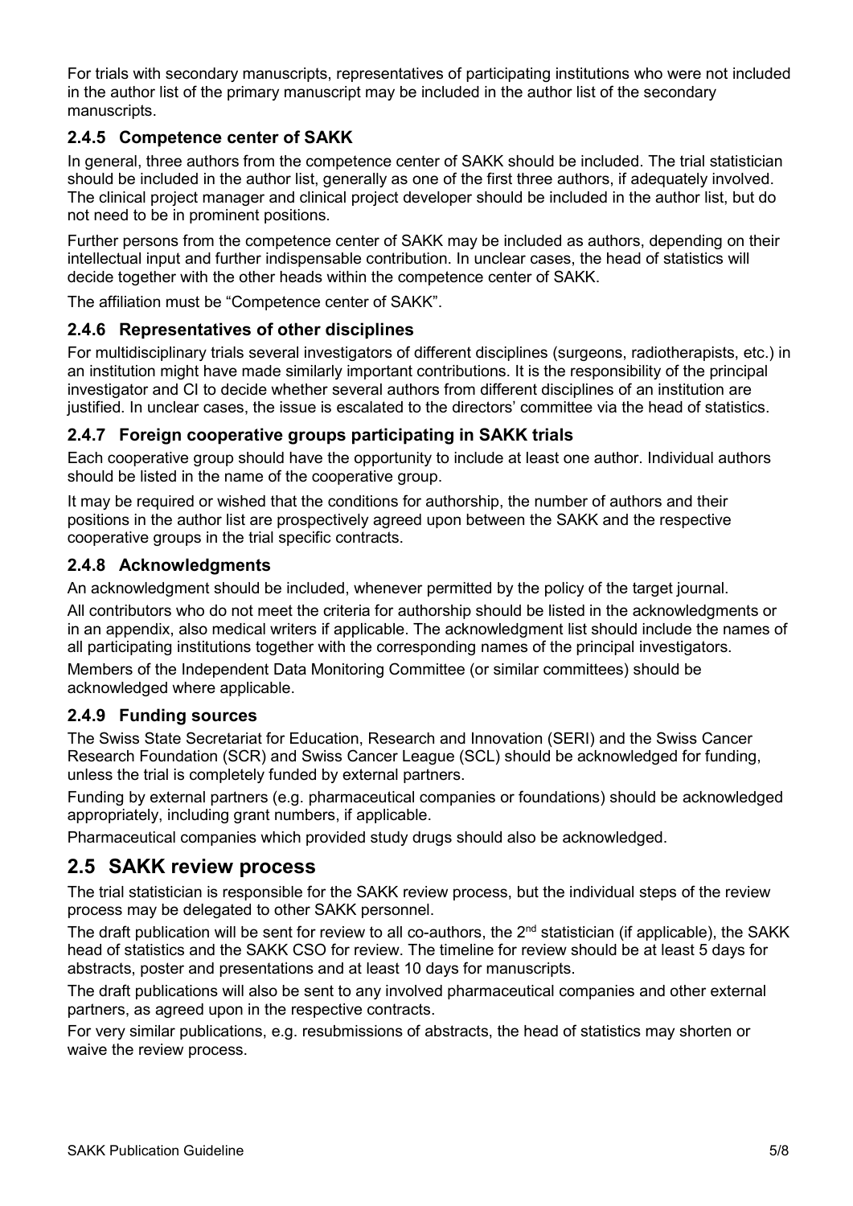For trials with secondary manuscripts, representatives of participating institutions who were not included in the author list of the primary manuscript may be included in the author list of the secondary manuscripts.

### 2.4.5 Competence center of SAKK

In general, three authors from the competence center of SAKK should be included. The trial statistician should be included in the author list, generally as one of the first three authors, if adequately involved. The clinical project manager and clinical project developer should be included in the author list, but do not need to be in prominent positions.

Further persons from the competence center of SAKK may be included as authors, depending on their intellectual input and further indispensable contribution. In unclear cases, the head of statistics will decide together with the other heads within the competence center of SAKK.

The affiliation must be "Competence center of SAKK".

### 2.4.6 Representatives of other disciplines

For multidisciplinary trials several investigators of different disciplines (surgeons, radiotherapists, etc.) in an institution might have made similarly important contributions. It is the responsibility of the principal investigator and CI to decide whether several authors from different disciplines of an institution are justified. In unclear cases, the issue is escalated to the directors' committee via the head of statistics.

### 2.4.7 Foreign cooperative groups participating in SAKK trials

Each cooperative group should have the opportunity to include at least one author. Individual authors should be listed in the name of the cooperative group.

It may be required or wished that the conditions for authorship, the number of authors and their positions in the author list are prospectively agreed upon between the SAKK and the respective cooperative groups in the trial specific contracts.

### 2.4.8 Acknowledgments

An acknowledgment should be included, whenever permitted by the policy of the target journal.

All contributors who do not meet the criteria for authorship should be listed in the acknowledgments or in an appendix, also medical writers if applicable. The acknowledgment list should include the names of all participating institutions together with the corresponding names of the principal investigators.

Members of the Independent Data Monitoring Committee (or similar committees) should be acknowledged where applicable.

### 2.4.9 Funding sources

The Swiss State Secretariat for Education, Research and Innovation (SERI) and the Swiss Cancer Research Foundation (SCR) and Swiss Cancer League (SCL) should be acknowledged for funding, unless the trial is completely funded by external partners.

Funding by external partners (e.g. pharmaceutical companies or foundations) should be acknowledged appropriately, including grant numbers, if applicable.

Pharmaceutical companies which provided study drugs should also be acknowledged.

## 2.5 SAKK review process

The trial statistician is responsible for the SAKK review process, but the individual steps of the review process may be delegated to other SAKK personnel.

The draft publication will be sent for review to all co-authors, the 2nd statistician (if applicable), the SAKK head of statistics and the SAKK CSO for review. The timeline for review should be at least 5 days for abstracts, poster and presentations and at least 10 days for manuscripts.

The draft publications will also be sent to any involved pharmaceutical companies and other external partners, as agreed upon in the respective contracts.

For very similar publications, e.g. resubmissions of abstracts, the head of statistics may shorten or waive the review process.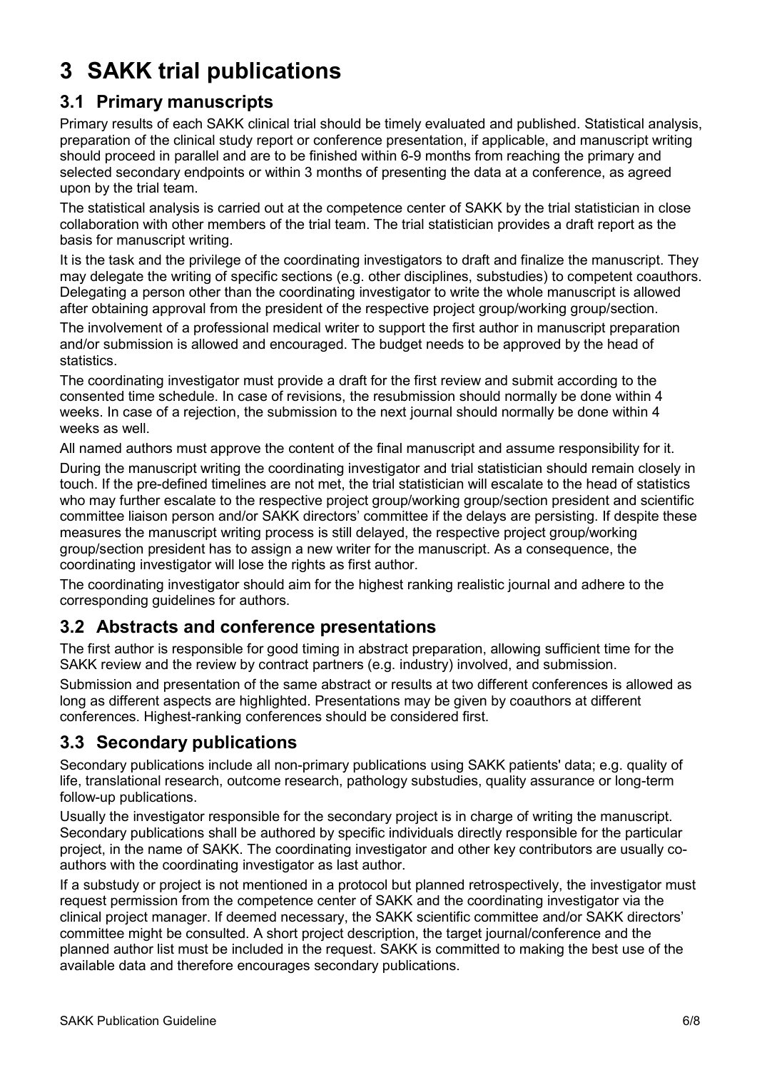# 3 SAKK trial publications

## 3.1 Primary manuscripts

Primary results of each SAKK clinical trial should be timely evaluated and published. Statistical analysis, preparation of the clinical study report or conference presentation, if applicable, and manuscript writing should proceed in parallel and are to be finished within 6-9 months from reaching the primary and selected secondary endpoints or within 3 months of presenting the data at a conference, as agreed upon by the trial team.

The statistical analysis is carried out at the competence center of SAKK by the trial statistician in close collaboration with other members of the trial team. The trial statistician provides a draft report as the basis for manuscript writing.

It is the task and the privilege of the coordinating investigators to draft and finalize the manuscript. They may delegate the writing of specific sections (e.g. other disciplines, substudies) to competent coauthors. Delegating a person other than the coordinating investigator to write the whole manuscript is allowed after obtaining approval from the president of the respective project group/working group/section.

The involvement of a professional medical writer to support the first author in manuscript preparation and/or submission is allowed and encouraged. The budget needs to be approved by the head of statistics.

The coordinating investigator must provide a draft for the first review and submit according to the consented time schedule. In case of revisions, the resubmission should normally be done within 4 weeks. In case of a rejection, the submission to the next journal should normally be done within 4 weeks as well.

All named authors must approve the content of the final manuscript and assume responsibility for it.

During the manuscript writing the coordinating investigator and trial statistician should remain closely in touch. If the pre-defined timelines are not met, the trial statistician will escalate to the head of statistics who may further escalate to the respective project group/working group/section president and scientific committee liaison person and/or SAKK directors' committee if the delays are persisting. If despite these measures the manuscript writing process is still delayed, the respective project group/working group/section president has to assign a new writer for the manuscript. As a consequence, the coordinating investigator will lose the rights as first author.

The coordinating investigator should aim for the highest ranking realistic journal and adhere to the corresponding guidelines for authors.

## 3.2 Abstracts and conference presentations

The first author is responsible for good timing in abstract preparation, allowing sufficient time for the SAKK review and the review by contract partners (e.g. industry) involved, and submission.

Submission and presentation of the same abstract or results at two different conferences is allowed as long as different aspects are highlighted. Presentations may be given by coauthors at different conferences. Highest-ranking conferences should be considered first.

## 3.3 Secondary publications

Secondary publications include all non-primary publications using SAKK patients' data; e.g. quality of life, translational research, outcome research, pathology substudies, quality assurance or long-term follow-up publications.

Usually the investigator responsible for the secondary project is in charge of writing the manuscript. Secondary publications shall be authored by specific individuals directly responsible for the particular project, in the name of SAKK. The coordinating investigator and other key contributors are usually co-authors with the coordinating investigator as last author.

If a substudy or project is not mentioned in a protocol but planned retrospectively, the investigator must request permission from the competence center of SAKK and the coordinating investigator via the clinical project manager. If deemed necessary, the SAKK scientific committee and/or SAKK directors' committee might be consulted. A short project description, the target journal/conference and the planned author list must be included in the request. SAKK is committed to making the best use of the available data and therefore encourages secondary publications.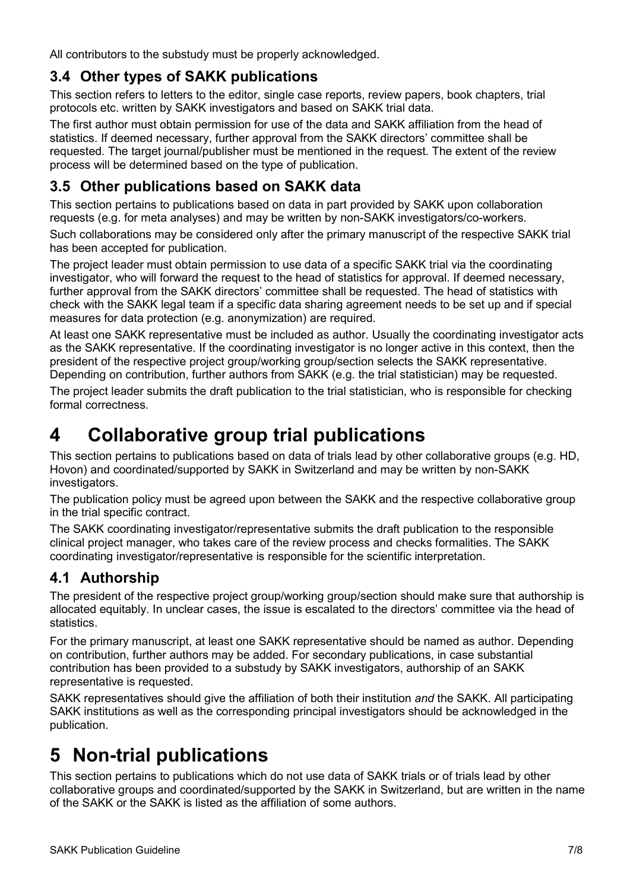All contributors to the substudy must be properly acknowledged.

### 3.4 Other types of SAKK publications

This section refers to letters to the editor, single case reports, review papers, book chapters, trial protocols etc. written by SAKK investigators and based on SAKK trial data.

The first author must obtain permission for use of the data and SAKK affiliation from the head of statistics. If deemed necessary, further approval from the SAKK directors' committee shall be requested. The target journal/publisher must be mentioned in the request. The extent of the review process will be determined based on the type of publication.

### 3.5 Other publications based on SAKK data

This section pertains to publications based on data in part provided by SAKK upon collaboration requests (e.g. for meta analyses) and may be written by non-SAKK investigators/co-workers.

Such collaborations may be considered only after the primary manuscript of the respective SAKK trial has been accepted for publication.

The project leader must obtain permission to use data of a specific SAKK trial via the coordinating investigator, who will forward the request to the head of statistics for approval. If deemed necessary, further approval from the SAKK directors' committee shall be requested. The head of statistics with check with the SAKK legal team if a specific data sharing agreement needs to be set up and if special measures for data protection (e.g. anonymization) are required.

At least one SAKK representative must be included as author. Usually the coordinating investigator acts as the SAKK representative. If the coordinating investigator is no longer active in this context, then the president of the respective project group/working group/section selects the SAKK representative. Depending on contribution, further authors from SAKK (e.g. the trial statistician) may be requested.

The project leader submits the draft publication to the trial statistician, who is responsible for checking formal correctness.

# 4 Collaborative group trial publications

This section pertains to publications based on data of trials lead by other collaborative groups (e.g. HD, Hovon) and coordinated/supported by SAKK in Switzerland and may be written by non-SAKK investigators.

The publication policy must be agreed upon between the SAKK and the respective collaborative group in the trial specific contract.

The SAKK coordinating investigator/representative submits the draft publication to the responsible clinical project manager, who takes care of the review process and checks formalities. The SAKK coordinating investigator/representative is responsible for the scientific interpretation.

### 4.1 Authorship

The president of the respective project group/working group/section should make sure that authorship is allocated equitably. In unclear cases, the issue is escalated to the directors' committee via the head of statistics.

For the primary manuscript, at least one SAKK representative should be named as author. Depending on contribution, further authors may be added. For secondary publications, in case substantial contribution has been provided to a substudy by SAKK investigators, authorship of an SAKK representative is requested.

SAKK representatives should give the affiliation of both their institution *and* the SAKK. All participating SAKK institutions as well as the corresponding principal investigators should be acknowledged in the publication.

# 5 Non-trial publications

This section pertains to publications which do not use data of SAKK trials or of trials lead by other collaborative groups and coordinated/supported by the SAKK in Switzerland, but are written in the name of the SAKK or the SAKK is listed as the affiliation of some authors.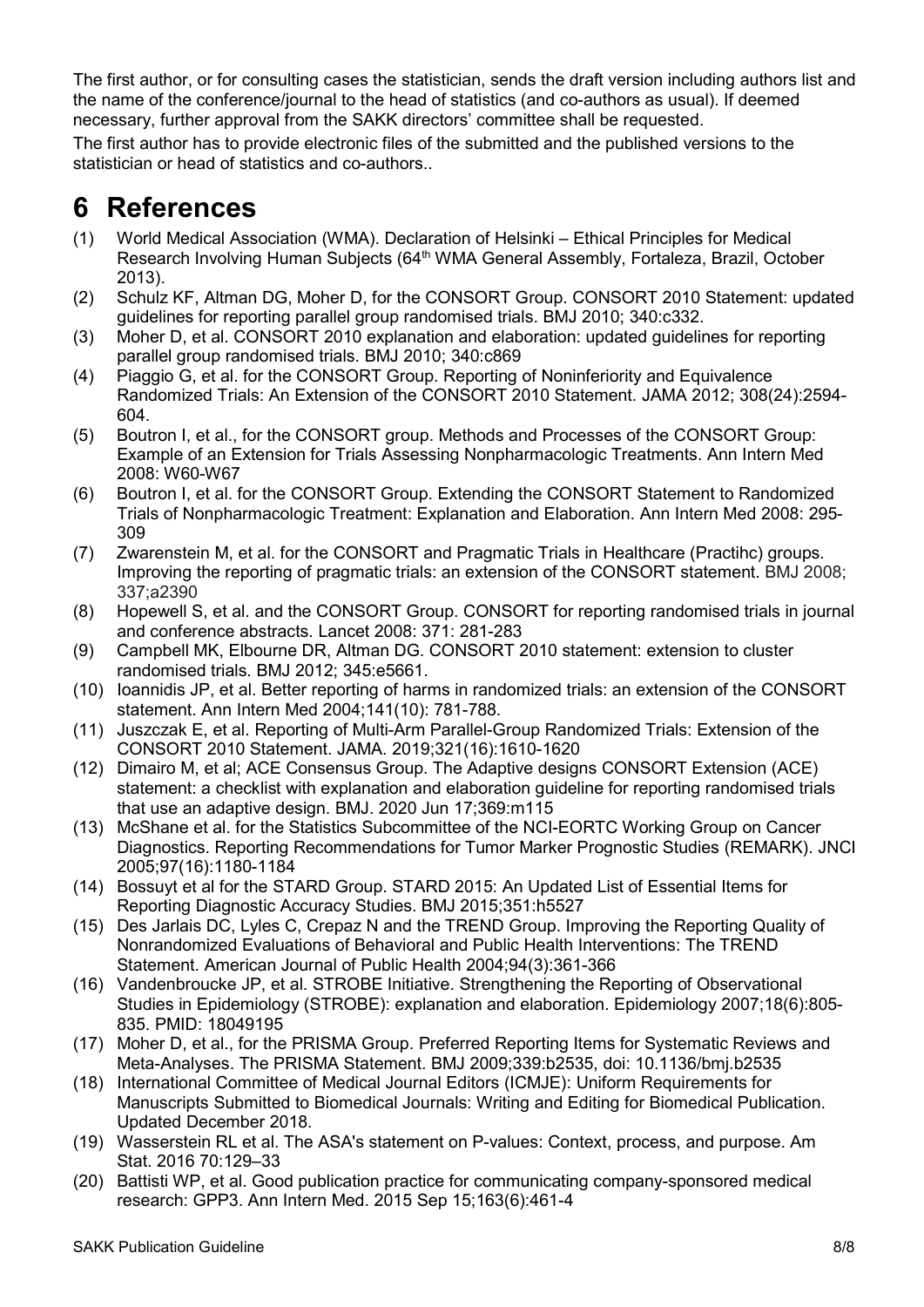The first author, or for consulting cases the statistician, sends the draft version including authors list and the name of the conference/journal to the head of statistics (and co-authors as usual). If deemed necessary, further approval from the SAKK directors' committee shall be requested.

The first author has to provide electronic files of the submitted and the published versions to the statistician or head of statistics and co-authors..

# 6 References

(1) World Medical Association (WMA). Declaration of Helsinki – Ethical Principles for Medical Research Involving Human Subjects (64th WMA General Assembly, Fortaleza, Brazil, October 2013).

(2) Schulz KF, Altman DG, Moher D, for the CONSORT Group. CONSORT 2010 Statement: updated guidelines for reporting parallel group randomised trials. BMJ 2010; 340:c332.

(3) Moher D, et al. CONSORT 2010 explanation and elaboration: updated guidelines for reporting parallel group randomised trials. BMJ 2010; 340:c869

(4) Piaggio G, et al. for the CONSORT Group. Reporting of Noninferiority and Equivalence Randomized Trials: An Extension of the CONSORT 2010 Statement. JAMA 2012; 308(24):2594-604.

(5) Boutron I, et al., for the CONSORT group. Methods and Processes of the CONSORT Group: Example of an Extension for Trials Assessing Nonpharmacologic Treatments. Ann Intern Med 2008: W60-W67

(6) Boutron I, et al. for the CONSORT Group. Extending the CONSORT Statement to Randomized Trials of Nonpharmacologic Treatment: Explanation and Elaboration. Ann Intern Med 2008: 295-309

(7) Zwarenstein M, et al. for the CONSORT and Pragmatic Trials in Healthcare (Practihc) groups. Improving the reporting of pragmatic trials: an extension of the CONSORT statement. BMJ 2008; 337;a2390

(8) Hopewell S, et al. and the CONSORT Group. CONSORT for reporting randomised trials in journal and conference abstracts. Lancet 2008: 371: 281-283

(9) Campbell MK, Elbourne DR, Altman DG. CONSORT 2010 statement: extension to cluster randomised trials. BMJ 2012; 345:e5661.

(10) Ioannidis JP, et al. Better reporting of harms in randomized trials: an extension of the CONSORT statement. Ann Intern Med 2004;141(10): 781-788.

(11) Juszczak E, et al. Reporting of Multi-Arm Parallel-Group Randomized Trials: Extension of the CONSORT 2010 Statement. JAMA. 2019;321(16):1610-1620

(12) Dimairo M, et al; ACE Consensus Group. The Adaptive designs CONSORT Extension (ACE) statement: a checklist with explanation and elaboration guideline for reporting randomised trials that use an adaptive design. BMJ. 2020 Jun 17;369:m115

(13) McShane et al. for the Statistics Subcommittee of the NCI-EORTC Working Group on Cancer Diagnostics. Reporting Recommendations for Tumor Marker Prognostic Studies (REMARK). JNCI 2005;97(16):1180-1184

(14) Bossuyt et al for the STARD Group. STARD 2015: An Updated List of Essential Items for Reporting Diagnostic Accuracy Studies. BMJ 2015;351:h5527

(15) Des Jarlais DC, Lyles C, Crepaz N and the TREND Group. Improving the Reporting Quality of Nonrandomized Evaluations of Behavioral and Public Health Interventions: The TREND Statement. American Journal of Public Health 2004;94(3):361-366

(16) Vandenbroucke JP, et al. STROBE Initiative. Strengthening the Reporting of Observational Studies in Epidemiology (STROBE): explanation and elaboration. Epidemiology 2007;18(6):805-835. PMID: 18049195

(17) Moher D, et al., for the PRISMA Group. Preferred Reporting Items for Systematic Reviews and Meta-Analyses. The PRISMA Statement. BMJ 2009;339:b2535, doi: 10.1136/bmj.b2535

(18) International Committee of Medical Journal Editors (ICMJE): Uniform Requirements for Manuscripts Submitted to Biomedical Journals: Writing and Editing for Biomedical Publication. Updated December 2018.

(19) Wasserstein RL et al. The ASA's statement on P-values: Context, process, and purpose. Am Stat. 2016 70:129–33

(20) Battisti WP, et al. Good publication practice for communicating company-sponsored medical research: GPP3. Ann Intern Med. 2015 Sep 15;163(6):461-4